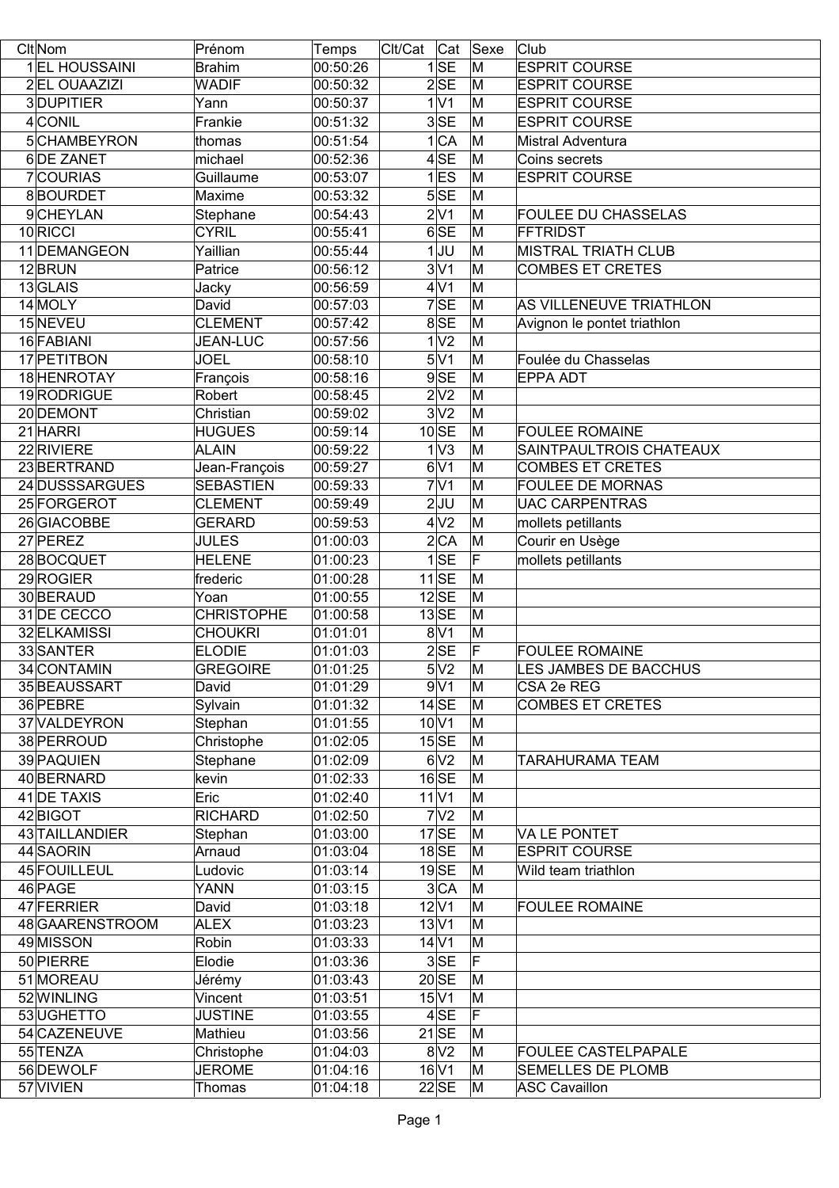| Clt | Nom | Prénom | Temps | Clt/Cat | Cat | Sexe | Club |
|---|---|---|---|---|---|---|---|
| 1 | EL HOUSSAINI | Brahim | 00:50:26 | 1 | SE | M | ESPRIT COURSE |
| 2 | EL OUAAZIZI | WADIF | 00:50:32 | 2 | SE | M | ESPRIT COURSE |
| 3 | DUPITIER | Yann | 00:50:37 | 1 | V1 | M | ESPRIT COURSE |
| 4 | CONIL | Frankie | 00:51:32 | 3 | SE | M | ESPRIT COURSE |
| 5 | CHAMBEYRON | thomas | 00:51:54 | 1 | CA | M | Mistral Adventura |
| 6 | DE ZANET | michael | 00:52:36 | 4 | SE | M | Coins secrets |
| 7 | COURIAS | Guillaume | 00:53:07 | 1 | ES | M | ESPRIT COURSE |
| 8 | BOURDET | Maxime | 00:53:32 | 5 | SE | M | |
| 9 | CHEYLAN | Stephane | 00:54:43 | 2 | V1 | M | FOULEE DU CHASSELAS |
| 10 | RICCI | CYRIL | 00:55:41 | 6 | SE | M | FFTRIDST |
| 11 | DEMANGEON | Yaillian | 00:55:44 | 1 | JU | M | MISTRAL TRIATH CLUB |
| 12 | BRUN | Patrice | 00:56:12 | 3 | V1 | M | COMBES ET CRETES |
| 13 | GLAIS | Jacky | 00:56:59 | 4 | V1 | M | |
| 14 | MOLY | David | 00:57:03 | 7 | SE | M | AS VILLENEUVE TRIATHLON |
| 15 | NEVEU | CLEMENT | 00:57:42 | 8 | SE | M | Avignon le pontet triathlon |
| 16 | FABIANI | JEAN-LUC | 00:57:56 | 1 | V2 | M | |
| 17 | PETITBON | JOEL | 00:58:10 | 5 | V1 | M | Foulée du Chasselas |
| 18 | HENROTAY | François | 00:58:16 | 9 | SE | M | EPPA ADT |
| 19 | RODRIGUE | Robert | 00:58:45 | 2 | V2 | M | |
| 20 | DEMONT | Christian | 00:59:02 | 3 | V2 | M | |
| 21 | HARRI | HUGUES | 00:59:14 | 10 | SE | M | FOULEE ROMAINE |
| 22 | RIVIERE | ALAIN | 00:59:22 | 1 | V3 | M | SAINTPAULTROIS CHATEAUX |
| 23 | BERTRAND | Jean-François | 00:59:27 | 6 | V1 | M | COMBES ET CRETES |
| 24 | DUSSSARGUES | SEBASTIEN | 00:59:33 | 7 | V1 | M | FOULEE DE MORNAS |
| 25 | FORGEROT | CLEMENT | 00:59:49 | 2 | JU | M | UAC CARPENTRAS |
| 26 | GIACOBBE | GERARD | 00:59:53 | 4 | V2 | M | mollets petillants |
| 27 | PEREZ | JULES | 01:00:03 | 2 | CA | M | Courir en Usège |
| 28 | BOCQUET | HELENE | 01:00:23 | 1 | SE | F | mollets petillants |
| 29 | ROGIER | frederic | 01:00:28 | 11 | SE | M | |
| 30 | BERAUD | Yoan | 01:00:55 | 12 | SE | M | |
| 31 | DE CECCO | CHRISTOPHE | 01:00:58 | 13 | SE | M | |
| 32 | ELKAMISSI | CHOUKRI | 01:01:01 | 8 | V1 | M | |
| 33 | SANTER | ELODIE | 01:01:03 | 2 | SE | F | FOULEE ROMAINE |
| 34 | CONTAMIN | GREGOIRE | 01:01:25 | 5 | V2 | M | LES JAMBES DE BACCHUS |
| 35 | BEAUSSART | David | 01:01:29 | 9 | V1 | M | CSA 2e REG |
| 36 | PEBRE | Sylvain | 01:01:32 | 14 | SE | M | COMBES ET CRETES |
| 37 | VALDEYRON | Stephan | 01:01:55 | 10 | V1 | M | |
| 38 | PERROUD | Christophe | 01:02:05 | 15 | SE | M | |
| 39 | PAQUIEN | Stephane | 01:02:09 | 6 | V2 | M | TARAHURAMA TEAM |
| 40 | BERNARD | kevin | 01:02:33 | 16 | SE | M | |
| 41 | DE TAXIS | Eric | 01:02:40 | 11 | V1 | M | |
| 42 | BIGOT | RICHARD | 01:02:50 | 7 | V2 | M | |
| 43 | TAILLANDIER | Stephan | 01:03:00 | 17 | SE | M | VA LE PONTET |
| 44 | SAORIN | Arnaud | 01:03:04 | 18 | SE | M | ESPRIT COURSE |
| 45 | FOUILLEUL | Ludovic | 01:03:14 | 19 | SE | M | Wild team triathlon |
| 46 | PAGE | YANN | 01:03:15 | 3 | CA | M | |
| 47 | FERRIER | David | 01:03:18 | 12 | V1 | M | FOULEE ROMAINE |
| 48 | GAARENSTROOM | ALEX | 01:03:23 | 13 | V1 | M | |
| 49 | MISSON | Robin | 01:03:33 | 14 | V1 | M | |
| 50 | PIERRE | Elodie | 01:03:36 | 3 | SE | F | |
| 51 | MOREAU | Jérémy | 01:03:43 | 20 | SE | M | |
| 52 | WINLING | Vincent | 01:03:51 | 15 | V1 | M | |
| 53 | UGHETTO | JUSTINE | 01:03:55 | 4 | SE | F | |
| 54 | CAZENEUVE | Mathieu | 01:03:56 | 21 | SE | M | |
| 55 | TENZA | Christophe | 01:04:03 | 8 | V2 | M | FOULEE CASTELPAPALE |
| 56 | DEWOLF | JEROME | 01:04:16 | 16 | V1 | M | SEMELLES DE PLOMB |
| 57 | VIVIEN | Thomas | 01:04:18 | 22 | SE | M | ASC Cavaillon |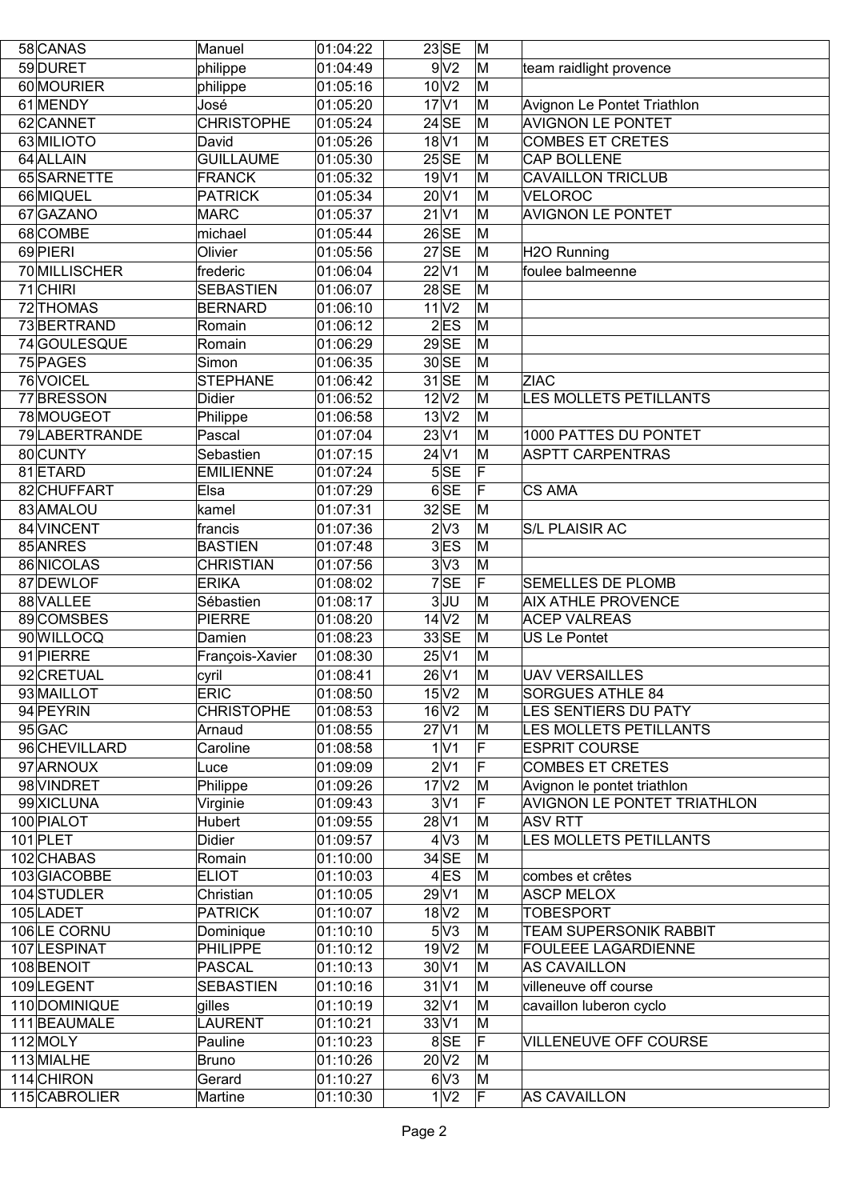| | | | | | | | |
|---|---|---|---|---|---|---|---|
| 58 | CANAS | Manuel | 01:04:22 | 23 | SE | M | |
| 59 | DURET | philippe | 01:04:49 | 9 | V2 | M | team raidlight provence |
| 60 | MOURIER | philippe | 01:05:16 | 10 | V2 | M | |
| 61 | MENDY | José | 01:05:20 | 17 | V1 | M | Avignon Le Pontet Triathlon |
| 62 | CANNET | CHRISTOPHE | 01:05:24 | 24 | SE | M | AVIGNON LE PONTET |
| 63 | MILIOTO | David | 01:05:26 | 18 | V1 | M | COMBES ET CRETES |
| 64 | ALLAIN | GUILLAUME | 01:05:30 | 25 | SE | M | CAP BOLLENE |
| 65 | SARNETTE | FRANCK | 01:05:32 | 19 | V1 | M | CAVAILLON TRICLUB |
| 66 | MIQUEL | PATRICK | 01:05:34 | 20 | V1 | M | VELOROC |
| 67 | GAZANO | MARC | 01:05:37 | 21 | V1 | M | AVIGNON LE PONTET |
| 68 | COMBE | michael | 01:05:44 | 26 | SE | M | |
| 69 | PIERI | Olivier | 01:05:56 | 27 | SE | M | H2O Running |
| 70 | MILLISCHER | frederic | 01:06:04 | 22 | V1 | M | foulee balmeenne |
| 71 | CHIRI | SEBASTIEN | 01:06:07 | 28 | SE | M | |
| 72 | THOMAS | BERNARD | 01:06:10 | 11 | V2 | M | |
| 73 | BERTRAND | Romain | 01:06:12 | 2 | ES | M | |
| 74 | GOULESQUE | Romain | 01:06:29 | 29 | SE | M | |
| 75 | PAGES | Simon | 01:06:35 | 30 | SE | M | |
| 76 | VOICEL | STEPHANE | 01:06:42 | 31 | SE | M | ZIAC |
| 77 | BRESSON | Didier | 01:06:52 | 12 | V2 | M | LES MOLLETS PETILLANTS |
| 78 | MOUGEOT | Philippe | 01:06:58 | 13 | V2 | M | |
| 79 | LABERTRANDE | Pascal | 01:07:04 | 23 | V1 | M | 1000 PATTES DU PONTET |
| 80 | CUNTY | Sebastien | 01:07:15 | 24 | V1 | M | ASPTT CARPENTRAS |
| 81 | ETARD | EMILIENNE | 01:07:24 | 5 | SE | F | |
| 82 | CHUFFART | Elsa | 01:07:29 | 6 | SE | F | CS AMA |
| 83 | AMALOU | kamel | 01:07:31 | 32 | SE | M | |
| 84 | VINCENT | francis | 01:07:36 | 2 | V3 | M | S/L PLAISIR AC |
| 85 | ANRES | BASTIEN | 01:07:48 | 3 | ES | M | |
| 86 | NICOLAS | CHRISTIAN | 01:07:56 | 3 | V3 | M | |
| 87 | DEWLOF | ERIKA | 01:08:02 | 7 | SE | F | SEMELLES DE PLOMB |
| 88 | VALLEE | Sébastien | 01:08:17 | 3 | JU | M | AIX ATHLE PROVENCE |
| 89 | COMSBES | PIERRE | 01:08:20 | 14 | V2 | M | ACEP VALREAS |
| 90 | WILLOCQ | Damien | 01:08:23 | 33 | SE | M | US Le Pontet |
| 91 | PIERRE | François-Xavier | 01:08:30 | 25 | V1 | M | |
| 92 | CRETUAL | cyril | 01:08:41 | 26 | V1 | M | UAV VERSAILLES |
| 93 | MAILLOT | ERIC | 01:08:50 | 15 | V2 | M | SORGUES ATHLE 84 |
| 94 | PEYRIN | CHRISTOPHE | 01:08:53 | 16 | V2 | M | LES SENTIERS DU PATY |
| 95 | GAC | Arnaud | 01:08:55 | 27 | V1 | M | LES MOLLETS PETILLANTS |
| 96 | CHEVILLARD | Caroline | 01:08:58 | 1 | V1 | F | ESPRIT COURSE |
| 97 | ARNOUX | Luce | 01:09:09 | 2 | V1 | F | COMBES ET CRETES |
| 98 | VINDRET | Philippe | 01:09:26 | 17 | V2 | M | Avignon le pontet triathlon |
| 99 | XICLUNA | Virginie | 01:09:43 | 3 | V1 | F | AVIGNON LE PONTET TRIATHLON |
| 100 | PIALOT | Hubert | 01:09:55 | 28 | V1 | M | ASV RTT |
| 101 | PLET | Didier | 01:09:57 | 4 | V3 | M | LES MOLLETS PETILLANTS |
| 102 | CHABAS | Romain | 01:10:00 | 34 | SE | M | |
| 103 | GIACOBBE | ELIOT | 01:10:03 | 4 | ES | M | combes et crêtes |
| 104 | STUDLER | Christian | 01:10:05 | 29 | V1 | M | ASCP MELOX |
| 105 | LADET | PATRICK | 01:10:07 | 18 | V2 | M | TOBESPORT |
| 106 | LE CORNU | Dominique | 01:10:10 | 5 | V3 | M | TEAM SUPERSONIK RABBIT |
| 107 | LESPINAT | PHILIPPE | 01:10:12 | 19 | V2 | M | FOULEEE LAGARDIENNE |
| 108 | BENOIT | PASCAL | 01:10:13 | 30 | V1 | M | AS CAVAILLON |
| 109 | LEGENT | SEBASTIEN | 01:10:16 | 31 | V1 | M | villeneuve off course |
| 110 | DOMINIQUE | gilles | 01:10:19 | 32 | V1 | M | cavaillon luberon cyclo |
| 111 | BEAUMALE | LAURENT | 01:10:21 | 33 | V1 | M | |
| 112 | MOLY | Pauline | 01:10:23 | 8 | SE | F | VILLENEUVE OFF COURSE |
| 113 | MIALHE | Bruno | 01:10:26 | 20 | V2 | M | |
| 114 | CHIRON | Gerard | 01:10:27 | 6 | V3 | M | |
| 115 | CABROLIER | Martine | 01:10:30 | 1 | V2 | F | AS CAVAILLON |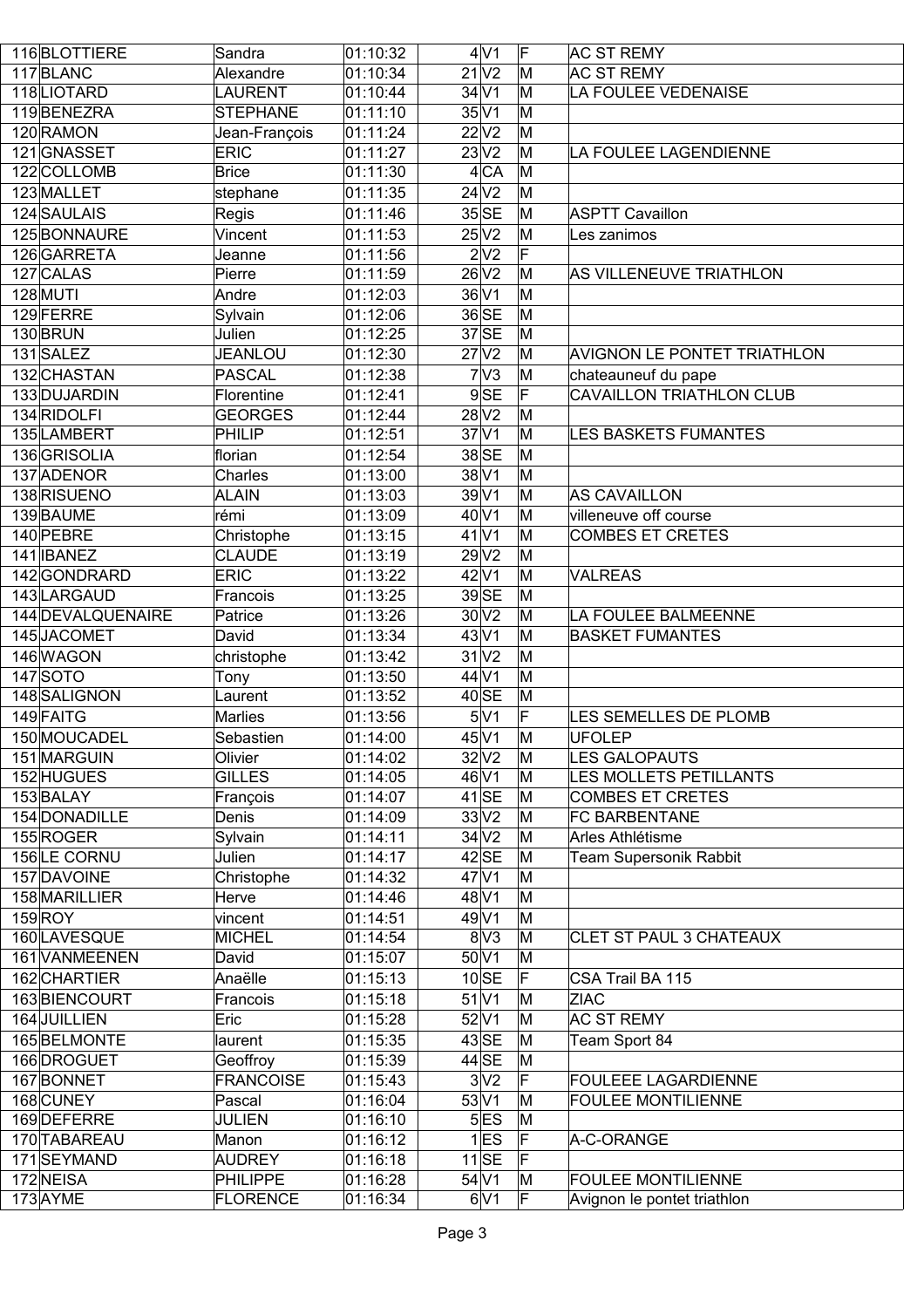| | | | | | | |
|---|---|---|---|---|---|---|
| 116 | BLOTTIERE | Sandra | 01:10:32 | 4 | V1 | F | AC ST REMY |
| 117 | BLANC | Alexandre | 01:10:34 | 21 | V2 | M | AC ST REMY |
| 118 | LIOTARD | LAURENT | 01:10:44 | 34 | V1 | M | LA FOULEE VEDENAISE |
| 119 | BENEZRA | STEPHANE | 01:11:10 | 35 | V1 | M | |
| 120 | RAMON | Jean-François | 01:11:24 | 22 | V2 | M | |
| 121 | GNASSET | ERIC | 01:11:27 | 23 | V2 | M | LA FOULEE LAGENDIENNE |
| 122 | COLLOMB | Brice | 01:11:30 | 4 | CA | M | |
| 123 | MALLET | stephane | 01:11:35 | 24 | V2 | M | |
| 124 | SAULAIS | Regis | 01:11:46 | 35 | SE | M | ASPTT Cavaillon |
| 125 | BONNAURE | Vincent | 01:11:53 | 25 | V2 | M | Les zanimos |
| 126 | GARRETA | Jeanne | 01:11:56 | 2 | V2 | F | |
| 127 | CALAS | Pierre | 01:11:59 | 26 | V2 | M | AS VILLENEUVE TRIATHLON |
| 128 | MUTI | Andre | 01:12:03 | 36 | V1 | M | |
| 129 | FERRE | Sylvain | 01:12:06 | 36 | SE | M | |
| 130 | BRUN | Julien | 01:12:25 | 37 | SE | M | |
| 131 | SALEZ | JEANLOU | 01:12:30 | 27 | V2 | M | AVIGNON LE PONTET TRIATHLON |
| 132 | CHASTAN | PASCAL | 01:12:38 | 7 | V3 | M | chateauneuf du pape |
| 133 | DUJARDIN | Florentine | 01:12:41 | 9 | SE | F | CAVAILLON TRIATHLON CLUB |
| 134 | RIDOLFI | GEORGES | 01:12:44 | 28 | V2 | M | |
| 135 | LAMBERT | PHILIP | 01:12:51 | 37 | V1 | M | LES BASKETS FUMANTES |
| 136 | GRISOLIA | florian | 01:12:54 | 38 | SE | M | |
| 137 | ADENOR | Charles | 01:13:00 | 38 | V1 | M | |
| 138 | RISUENO | ALAIN | 01:13:03 | 39 | V1 | M | AS CAVAILLON |
| 139 | BAUME | rémi | 01:13:09 | 40 | V1 | M | villeneuve off course |
| 140 | PEBRE | Christophe | 01:13:15 | 41 | V1 | M | COMBES ET CRETES |
| 141 | IBANEZ | CLAUDE | 01:13:19 | 29 | V2 | M | |
| 142 | GONDRARD | ERIC | 01:13:22 | 42 | V1 | M | VALREAS |
| 143 | LARGAUD | Francois | 01:13:25 | 39 | SE | M | |
| 144 | DEVALQUENAIRE | Patrice | 01:13:26 | 30 | V2 | M | LA FOULEE BALMEENNE |
| 145 | JACOMET | David | 01:13:34 | 43 | V1 | M | BASKET FUMANTES |
| 146 | WAGON | christophe | 01:13:42 | 31 | V2 | M | |
| 147 | SOTO | Tony | 01:13:50 | 44 | V1 | M | |
| 148 | SALIGNON | Laurent | 01:13:52 | 40 | SE | M | |
| 149 | FAITG | Marlies | 01:13:56 | 5 | V1 | F | LES SEMELLES DE PLOMB |
| 150 | MOUCADEL | Sebastien | 01:14:00 | 45 | V1 | M | UFOLEP |
| 151 | MARGUIN | Olivier | 01:14:02 | 32 | V2 | M | LES GALOPAUTS |
| 152 | HUGUES | GILLES | 01:14:05 | 46 | V1 | M | LES MOLLETS PETILLANTS |
| 153 | BALAY | François | 01:14:07 | 41 | SE | M | COMBES ET CRETES |
| 154 | DONADILLE | Denis | 01:14:09 | 33 | V2 | M | FC BARBENTANE |
| 155 | ROGER | Sylvain | 01:14:11 | 34 | V2 | M | Arles Athlétisme |
| 156 | LE CORNU | Julien | 01:14:17 | 42 | SE | M | Team Supersonik Rabbit |
| 157 | DAVOINE | Christophe | 01:14:32 | 47 | V1 | M | |
| 158 | MARILLIER | Herve | 01:14:46 | 48 | V1 | M | |
| 159 | ROY | vincent | 01:14:51 | 49 | V1 | M | |
| 160 | LAVESQUE | MICHEL | 01:14:54 | 8 | V3 | M | CLET ST PAUL 3 CHATEAUX |
| 161 | VANMEENEN | David | 01:15:07 | 50 | V1 | M | |
| 162 | CHARTIER | Anaëlle | 01:15:13 | 10 | SE | F | CSA Trail BA 115 |
| 163 | BIENCOURT | Francois | 01:15:18 | 51 | V1 | M | ZIAC |
| 164 | JUILLIEN | Eric | 01:15:28 | 52 | V1 | M | AC ST REMY |
| 165 | BELMONTE | laurent | 01:15:35 | 43 | SE | M | Team Sport 84 |
| 166 | DROGUET | Geoffroy | 01:15:39 | 44 | SE | M | |
| 167 | BONNET | FRANCOISE | 01:15:43 | 3 | V2 | F | FOULEEE LAGARDIENNE |
| 168 | CUNEY | Pascal | 01:16:04 | 53 | V1 | M | FOULEE MONTILIENNE |
| 169 | DEFERRE | JULIEN | 01:16:10 | 5 | ES | M | |
| 170 | TABAREAU | Manon | 01:16:12 | 1 | ES | F | A-C-ORANGE |
| 171 | SEYMAND | AUDREY | 01:16:18 | 11 | SE | F | |
| 172 | NEISA | PHILIPPE | 01:16:28 | 54 | V1 | M | FOULEE MONTILIENNE |
| 173 | AYME | FLORENCE | 01:16:34 | 6 | V1 | F | Avignon le pontet triathlon |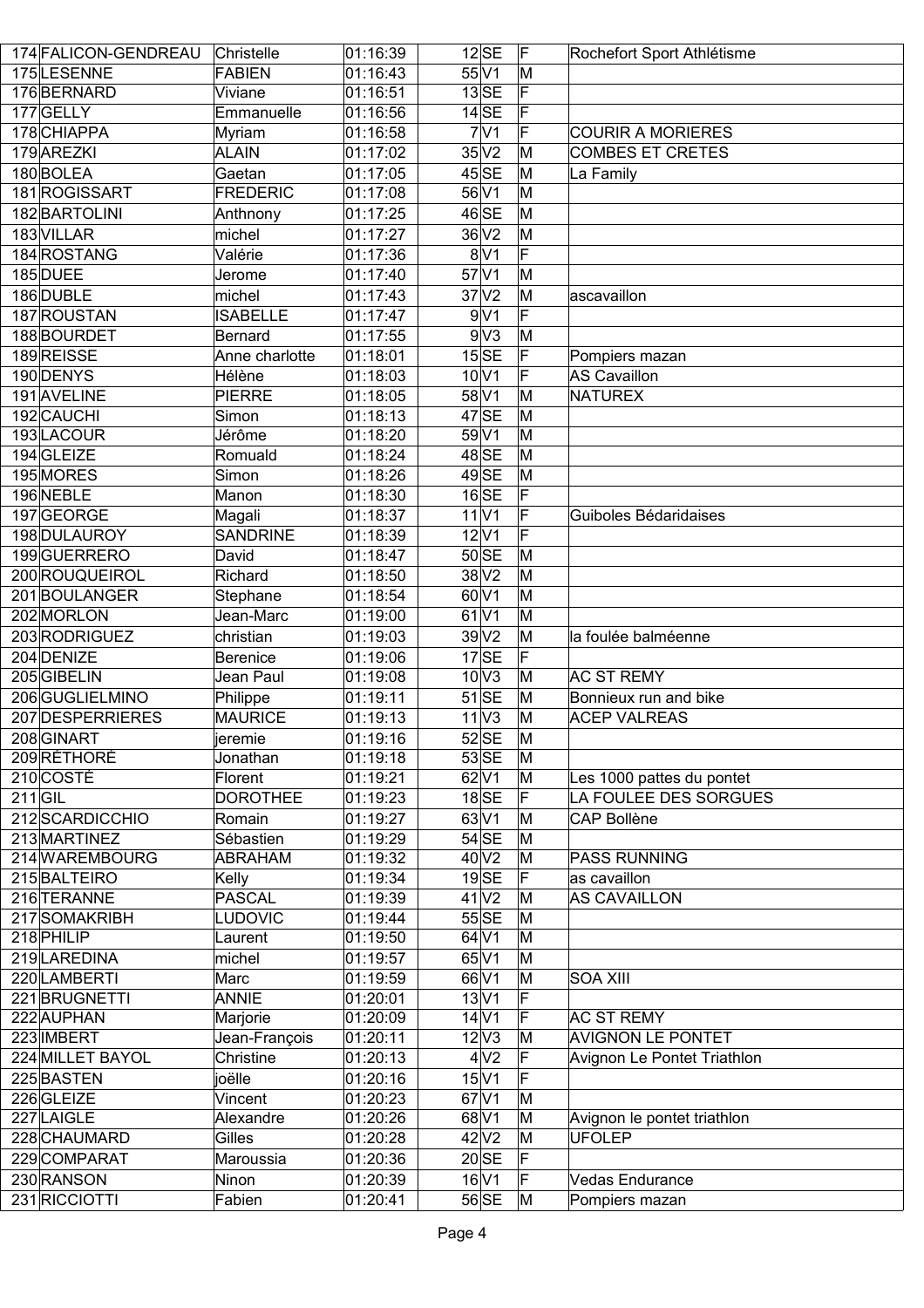| | | | | | | | |
|---|---|---|---|---|---|---|---|
| 174 | FALICON-GENDREAU | Christelle | 01:16:39 | 12 | SE | F | Rochefort Sport Athlétisme |
| 175 | LESENNE | FABIEN | 01:16:43 | 55 | V1 | M | |
| 176 | BERNARD | Viviane | 01:16:51 | 13 | SE | F | |
| 177 | GELLY | Emmanuelle | 01:16:56 | 14 | SE | F | |
| 178 | CHIAPPA | Myriam | 01:16:58 | 7 | V1 | F | COURIR A MORIERES |
| 179 | AREZKI | ALAIN | 01:17:02 | 35 | V2 | M | COMBES ET CRETES |
| 180 | BOLEA | Gaetan | 01:17:05 | 45 | SE | M | La Family |
| 181 | ROGISSART | FREDERIC | 01:17:08 | 56 | V1 | M | |
| 182 | BARTOLINI | Anthnony | 01:17:25 | 46 | SE | M | |
| 183 | VILLAR | michel | 01:17:27 | 36 | V2 | M | |
| 184 | ROSTANG | Valérie | 01:17:36 | 8 | V1 | F | |
| 185 | DUEE | Jerome | 01:17:40 | 57 | V1 | M | |
| 186 | DUBLE | michel | 01:17:43 | 37 | V2 | M | ascavaillon |
| 187 | ROUSTAN | ISABELLE | 01:17:47 | 9 | V1 | F | |
| 188 | BOURDET | Bernard | 01:17:55 | 9 | V3 | M | |
| 189 | REISSE | Anne charlotte | 01:18:01 | 15 | SE | F | Pompiers mazan |
| 190 | DENYS | Hélène | 01:18:03 | 10 | V1 | F | AS Cavaillon |
| 191 | AVELINE | PIERRE | 01:18:05 | 58 | V1 | M | NATUREX |
| 192 | CAUCHI | Simon | 01:18:13 | 47 | SE | M | |
| 193 | LACOUR | Jérôme | 01:18:20 | 59 | V1 | M | |
| 194 | GLEIZE | Romuald | 01:18:24 | 48 | SE | M | |
| 195 | MORES | Simon | 01:18:26 | 49 | SE | M | |
| 196 | NEBLE | Manon | 01:18:30 | 16 | SE | F | |
| 197 | GEORGE | Magali | 01:18:37 | 11 | V1 | F | Guiboles Bédaridaises |
| 198 | DULAUROY | SANDRINE | 01:18:39 | 12 | V1 | F | |
| 199 | GUERRERO | David | 01:18:47 | 50 | SE | M | |
| 200 | ROUQUEIROL | Richard | 01:18:50 | 38 | V2 | M | |
| 201 | BOULANGER | Stephane | 01:18:54 | 60 | V1 | M | |
| 202 | MORLON | Jean-Marc | 01:19:00 | 61 | V1 | M | |
| 203 | RODRIGUEZ | christian | 01:19:03 | 39 | V2 | M | la foulée balméenne |
| 204 | DENIZE | Berenice | 01:19:06 | 17 | SE | F | |
| 205 | GIBELIN | Jean Paul | 01:19:08 | 10 | V3 | M | AC ST REMY |
| 206 | GUGLIELMINO | Philippe | 01:19:11 | 51 | SE | M | Bonnieux run and bike |
| 207 | DESPERRIERES | MAURICE | 01:19:13 | 11 | V3 | M | ACEP VALREAS |
| 208 | GINART | jeremie | 01:19:16 | 52 | SE | M | |
| 209 | RÉTHORÉ | Jonathan | 01:19:18 | 53 | SE | M | |
| 210 | COSTÉ | Florent | 01:19:21 | 62 | V1 | M | Les 1000 pattes du pontet |
| 211 | GIL | DOROTHEE | 01:19:23 | 18 | SE | F | LA FOULEE DES SORGUES |
| 212 | SCARDICCHIO | Romain | 01:19:27 | 63 | V1 | M | CAP Bollène |
| 213 | MARTINEZ | Sébastien | 01:19:29 | 54 | SE | M | |
| 214 | WAREMBOURG | ABRAHAM | 01:19:32 | 40 | V2 | M | PASS RUNNING |
| 215 | BALTEIRO | Kelly | 01:19:34 | 19 | SE | F | as cavaillon |
| 216 | TERANNE | PASCAL | 01:19:39 | 41 | V2 | M | AS CAVAILLON |
| 217 | SOMAKRIBH | LUDOVIC | 01:19:44 | 55 | SE | M | |
| 218 | PHILIP | Laurent | 01:19:50 | 64 | V1 | M | |
| 219 | LAREDINA | michel | 01:19:57 | 65 | V1 | M | |
| 220 | LAMBERTI | Marc | 01:19:59 | 66 | V1 | M | SOA XIII |
| 221 | BRUGNETTI | ANNIE | 01:20:01 | 13 | V1 | F | |
| 222 | AUPHAN | Marjorie | 01:20:09 | 14 | V1 | F | AC ST REMY |
| 223 | IMBERT | Jean-François | 01:20:11 | 12 | V3 | M | AVIGNON LE PONTET |
| 224 | MILLET BAYOL | Christine | 01:20:13 | 4 | V2 | F | Avignon Le Pontet Triathlon |
| 225 | BASTEN | joëlle | 01:20:16 | 15 | V1 | F | |
| 226 | GLEIZE | Vincent | 01:20:23 | 67 | V1 | M | |
| 227 | LAIGLE | Alexandre | 01:20:26 | 68 | V1 | M | Avignon le pontet triathlon |
| 228 | CHAUMARD | Gilles | 01:20:28 | 42 | V2 | M | UFOLEP |
| 229 | COMPARAT | Maroussia | 01:20:36 | 20 | SE | F | |
| 230 | RANSON | Ninon | 01:20:39 | 16 | V1 | F | Vedas Endurance |
| 231 | RICCIOTTI | Fabien | 01:20:41 | 56 | SE | M | Pompiers mazan |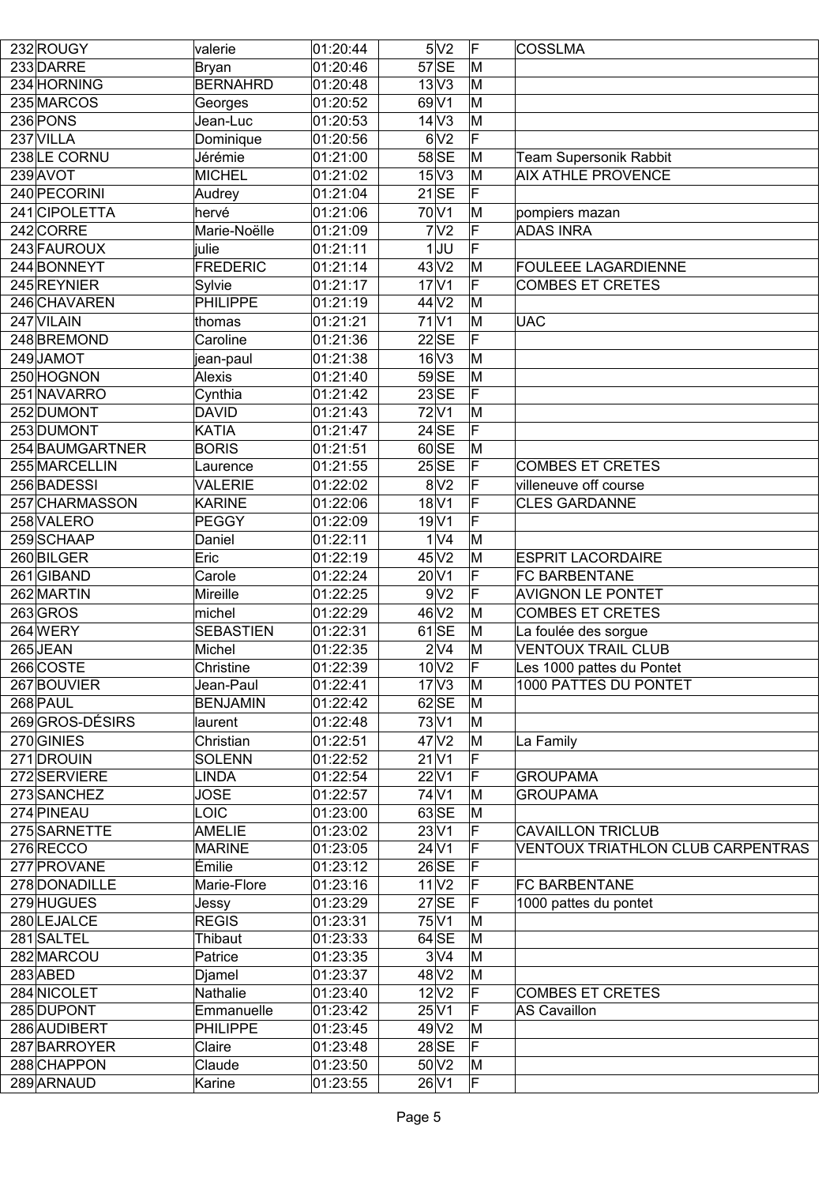| | | | | | | |
|---|---|---|---|---|---|---|
| 232 | ROUGY | valerie | 01:20:44 | 5 | V2 | F | COSSLMA |
| 233 | DARRE | Bryan | 01:20:46 | 57 | SE | M | |
| 234 | HORNING | BERNAHRD | 01:20:48 | 13 | V3 | M | |
| 235 | MARCOS | Georges | 01:20:52 | 69 | V1 | M | |
| 236 | PONS | Jean-Luc | 01:20:53 | 14 | V3 | M | |
| 237 | VILLA | Dominique | 01:20:56 | 6 | V2 | F | |
| 238 | LE CORNU | Jérémie | 01:21:00 | 58 | SE | M | Team Supersonik Rabbit |
| 239 | AVOT | MICHEL | 01:21:02 | 15 | V3 | M | AIX ATHLE PROVENCE |
| 240 | PECORINI | Audrey | 01:21:04 | 21 | SE | F | |
| 241 | CIPOLETTA | hervé | 01:21:06 | 70 | V1 | M | pompiers mazan |
| 242 | CORRE | Marie-Noëlle | 01:21:09 | 7 | V2 | F | ADAS INRA |
| 243 | FAUROUX | julie | 01:21:11 | 1 | JU | F | |
| 244 | BONNEYT | FREDERIC | 01:21:14 | 43 | V2 | M | FOULEEE LAGARDIENNE |
| 245 | REYNIER | Sylvie | 01:21:17 | 17 | V1 | F | COMBES ET CRETES |
| 246 | CHAVAREN | PHILIPPE | 01:21:19 | 44 | V2 | M | |
| 247 | VILAIN | thomas | 01:21:21 | 71 | V1 | M | UAC |
| 248 | BREMOND | Caroline | 01:21:36 | 22 | SE | F | |
| 249 | JAMOT | jean-paul | 01:21:38 | 16 | V3 | M | |
| 250 | HOGNON | Alexis | 01:21:40 | 59 | SE | M | |
| 251 | NAVARRO | Cynthia | 01:21:42 | 23 | SE | F | |
| 252 | DUMONT | DAVID | 01:21:43 | 72 | V1 | M | |
| 253 | DUMONT | KATIA | 01:21:47 | 24 | SE | F | |
| 254 | BAUMGARTNER | BORIS | 01:21:51 | 60 | SE | M | |
| 255 | MARCELLIN | Laurence | 01:21:55 | 25 | SE | F | COMBES ET CRETES |
| 256 | BADESSI | VALERIE | 01:22:02 | 8 | V2 | F | villeneuve off course |
| 257 | CHARMASSON | KARINE | 01:22:06 | 18 | V1 | F | CLES GARDANNE |
| 258 | VALERO | PEGGY | 01:22:09 | 19 | V1 | F | |
| 259 | SCHAAP | Daniel | 01:22:11 | 1 | V4 | M | |
| 260 | BILGER | Eric | 01:22:19 | 45 | V2 | M | ESPRIT LACORDAIRE |
| 261 | GIBAND | Carole | 01:22:24 | 20 | V1 | F | FC BARBENTANE |
| 262 | MARTIN | Mireille | 01:22:25 | 9 | V2 | F | AVIGNON LE PONTET |
| 263 | GROS | michel | 01:22:29 | 46 | V2 | M | COMBES ET CRETES |
| 264 | WERY | SEBASTIEN | 01:22:31 | 61 | SE | M | La foulée des sorgue |
| 265 | JEAN | Michel | 01:22:35 | 2 | V4 | M | VENTOUX TRAIL CLUB |
| 266 | COSTE | Christine | 01:22:39 | 10 | V2 | F | Les 1000 pattes du Pontet |
| 267 | BOUVIER | Jean-Paul | 01:22:41 | 17 | V3 | M | 1000 PATTES DU PONTET |
| 268 | PAUL | BENJAMIN | 01:22:42 | 62 | SE | M | |
| 269 | GROS-DÉSIRS | laurent | 01:22:48 | 73 | V1 | M | |
| 270 | GINIES | Christian | 01:22:51 | 47 | V2 | M | La Family |
| 271 | DROUIN | SOLENN | 01:22:52 | 21 | V1 | F | |
| 272 | SERVIERE | LINDA | 01:22:54 | 22 | V1 | F | GROUPAMA |
| 273 | SANCHEZ | JOSE | 01:22:57 | 74 | V1 | M | GROUPAMA |
| 274 | PINEAU | LOIC | 01:23:00 | 63 | SE | M | |
| 275 | SARNETTE | AMELIE | 01:23:02 | 23 | V1 | F | CAVAILLON TRICLUB |
| 276 | RECCO | MARINE | 01:23:05 | 24 | V1 | F | VENTOUX TRIATHLON CLUB CARPENTRAS |
| 277 | PROVANE | Émilie | 01:23:12 | 26 | SE | F | |
| 278 | DONADILLE | Marie-Flore | 01:23:16 | 11 | V2 | F | FC BARBENTANE |
| 279 | HUGUES | Jessy | 01:23:29 | 27 | SE | F | 1000 pattes du pontet |
| 280 | LEJALCE | REGIS | 01:23:31 | 75 | V1 | M | |
| 281 | SALTEL | Thibaut | 01:23:33 | 64 | SE | M | |
| 282 | MARCOU | Patrice | 01:23:35 | 3 | V4 | M | |
| 283 | ABED | Djamel | 01:23:37 | 48 | V2 | M | |
| 284 | NICOLET | Nathalie | 01:23:40 | 12 | V2 | F | COMBES ET CRETES |
| 285 | DUPONT | Emmanuelle | 01:23:42 | 25 | V1 | F | AS Cavaillon |
| 286 | AUDIBERT | PHILIPPE | 01:23:45 | 49 | V2 | M | |
| 287 | BARROYER | Claire | 01:23:48 | 28 | SE | F | |
| 288 | CHAPPON | Claude | 01:23:50 | 50 | V2 | M | |
| 289 | ARNAUD | Karine | 01:23:55 | 26 | V1 | F | |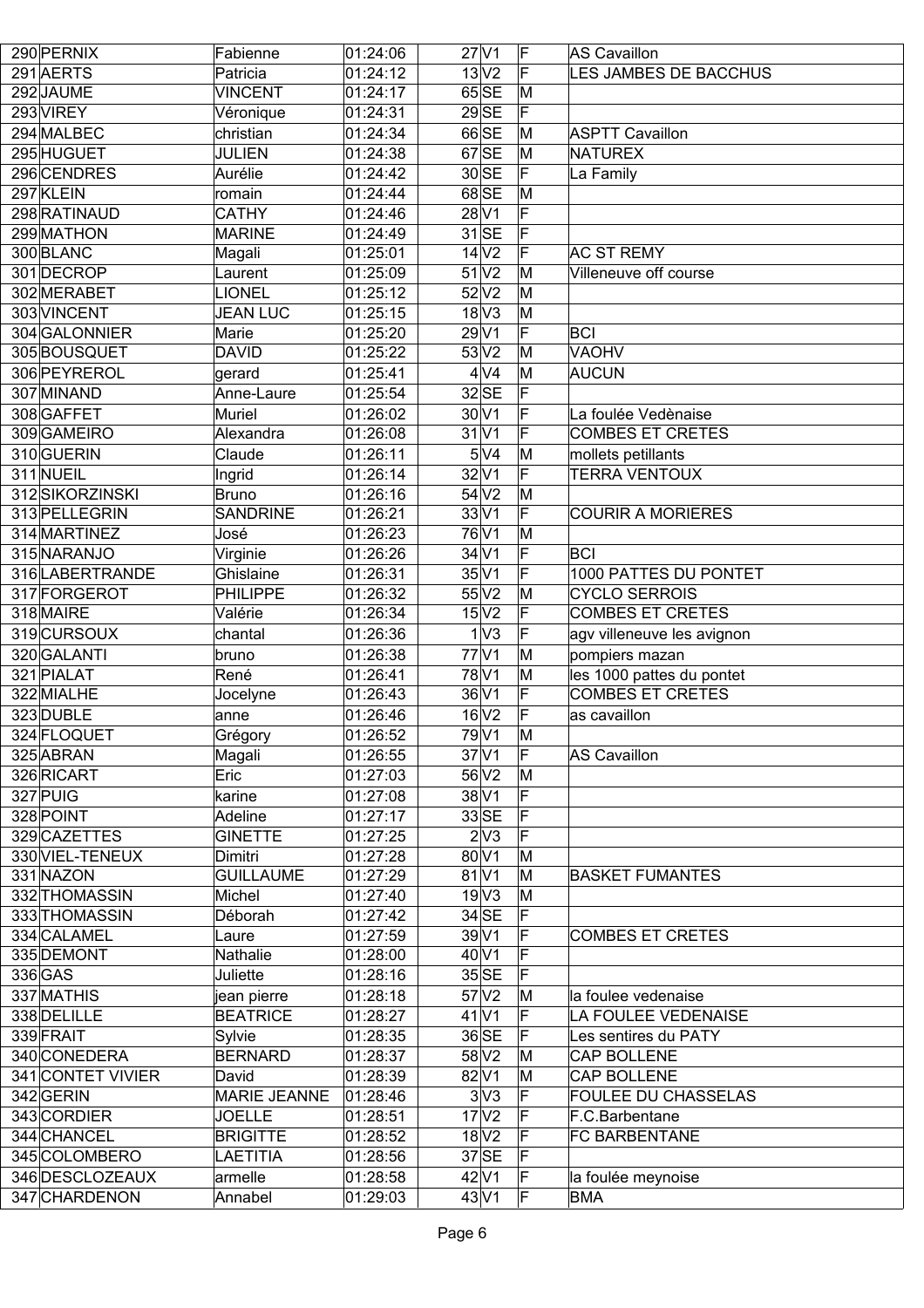| 290 | PERNIX | Fabienne | 01:24:06 | 27 | V1 | F | AS Cavaillon |
|---|---|---|---|---|---|---|---|
| 291 | AERTS | Patricia | 01:24:12 | 13 | V2 | F | LES JAMBES DE BACCHUS |
| 292 | JAUME | VINCENT | 01:24:17 | 65 | SE | M | |
| 293 | VIREY | Véronique | 01:24:31 | 29 | SE | F | |
| 294 | MALBEC | christian | 01:24:34 | 66 | SE | M | ASPTT Cavaillon |
| 295 | HUGUET | JULIEN | 01:24:38 | 67 | SE | M | NATUREX |
| 296 | CENDRES | Aurélie | 01:24:42 | 30 | SE | F | La Family |
| 297 | KLEIN | romain | 01:24:44 | 68 | SE | M | |
| 298 | RATINAUD | CATHY | 01:24:46 | 28 | V1 | F | |
| 299 | MATHON | MARINE | 01:24:49 | 31 | SE | F | |
| 300 | BLANC | Magali | 01:25:01 | 14 | V2 | F | AC ST REMY |
| 301 | DECROP | Laurent | 01:25:09 | 51 | V2 | M | Villeneuve off course |
| 302 | MERABET | LIONEL | 01:25:12 | 52 | V2 | M | |
| 303 | VINCENT | JEAN LUC | 01:25:15 | 18 | V3 | M | |
| 304 | GALONNIER | Marie | 01:25:20 | 29 | V1 | F | BCI |
| 305 | BOUSQUET | DAVID | 01:25:22 | 53 | V2 | M | VAOHV |
| 306 | PEYREROL | gerard | 01:25:41 | 4 | V4 | M | AUCUN |
| 307 | MINAND | Anne-Laure | 01:25:54 | 32 | SE | F | |
| 308 | GAFFET | Muriel | 01:26:02 | 30 | V1 | F | La foulée Vedènaise |
| 309 | GAMEIRO | Alexandra | 01:26:08 | 31 | V1 | F | COMBES ET CRETES |
| 310 | GUERIN | Claude | 01:26:11 | 5 | V4 | M | mollets petillants |
| 311 | NUEIL | Ingrid | 01:26:14 | 32 | V1 | F | TERRA VENTOUX |
| 312 | SIKORZINSKI | Bruno | 01:26:16 | 54 | V2 | M | |
| 313 | PELLEGRIN | SANDRINE | 01:26:21 | 33 | V1 | F | COURIR A MORIERES |
| 314 | MARTINEZ | José | 01:26:23 | 76 | V1 | M | |
| 315 | NARANJO | Virginie | 01:26:26 | 34 | V1 | F | BCI |
| 316 | LABERTRANDE | Ghislaine | 01:26:31 | 35 | V1 | F | 1000 PATTES DU PONTET |
| 317 | FORGEROT | PHILIPPE | 01:26:32 | 55 | V2 | M | CYCLO SERROIS |
| 318 | MAIRE | Valérie | 01:26:34 | 15 | V2 | F | COMBES ET CRETES |
| 319 | CURSOUX | chantal | 01:26:36 | 1 | V3 | F | agv villeneuve les avignon |
| 320 | GALANTI | bruno | 01:26:38 | 77 | V1 | M | pompiers mazan |
| 321 | PIALAT | René | 01:26:41 | 78 | V1 | M | les 1000 pattes du pontet |
| 322 | MIALHE | Jocelyne | 01:26:43 | 36 | V1 | F | COMBES ET CRETES |
| 323 | DUBLE | anne | 01:26:46 | 16 | V2 | F | as cavaillon |
| 324 | FLOQUET | Grégory | 01:26:52 | 79 | V1 | M | |
| 325 | ABRAN | Magali | 01:26:55 | 37 | V1 | F | AS Cavaillon |
| 326 | RICART | Eric | 01:27:03 | 56 | V2 | M | |
| 327 | PUIG | karine | 01:27:08 | 38 | V1 | F | |
| 328 | POINT | Adeline | 01:27:17 | 33 | SE | F | |
| 329 | CAZETTES | GINETTE | 01:27:25 | 2 | V3 | F | |
| 330 | VIEL-TENEUX | Dimitri | 01:27:28 | 80 | V1 | M | |
| 331 | NAZON | GUILLAUME | 01:27:29 | 81 | V1 | M | BASKET FUMANTES |
| 332 | THOMASSIN | Michel | 01:27:40 | 19 | V3 | M | |
| 333 | THOMASSIN | Déborah | 01:27:42 | 34 | SE | F | |
| 334 | CALAMEL | Laure | 01:27:59 | 39 | V1 | F | COMBES ET CRETES |
| 335 | DEMONT | Nathalie | 01:28:00 | 40 | V1 | F | |
| 336 | GAS | Juliette | 01:28:16 | 35 | SE | F | |
| 337 | MATHIS | jean pierre | 01:28:18 | 57 | V2 | M | la foulee vedenaise |
| 338 | DELILLE | BEATRICE | 01:28:27 | 41 | V1 | F | LA FOULEE VEDENAISE |
| 339 | FRAIT | Sylvie | 01:28:35 | 36 | SE | F | Les sentires du PATY |
| 340 | CONEDERA | BERNARD | 01:28:37 | 58 | V2 | M | CAP BOLLENE |
| 341 | CONTET VIVIER | David | 01:28:39 | 82 | V1 | M | CAP BOLLENE |
| 342 | GERIN | MARIE JEANNE | 01:28:46 | 3 | V3 | F | FOULEE DU CHASSELAS |
| 343 | CORDIER | JOELLE | 01:28:51 | 17 | V2 | F | F.C.Barbentane |
| 344 | CHANCEL | BRIGITTE | 01:28:52 | 18 | V2 | F | FC BARBENTANE |
| 345 | COLOMBERO | LAETITIA | 01:28:56 | 37 | SE | F | |
| 346 | DESCLOZEAUX | armelle | 01:28:58 | 42 | V1 | F | la foulée meynoise |
| 347 | CHARDENON | Annabel | 01:29:03 | 43 | V1 | F | BMA |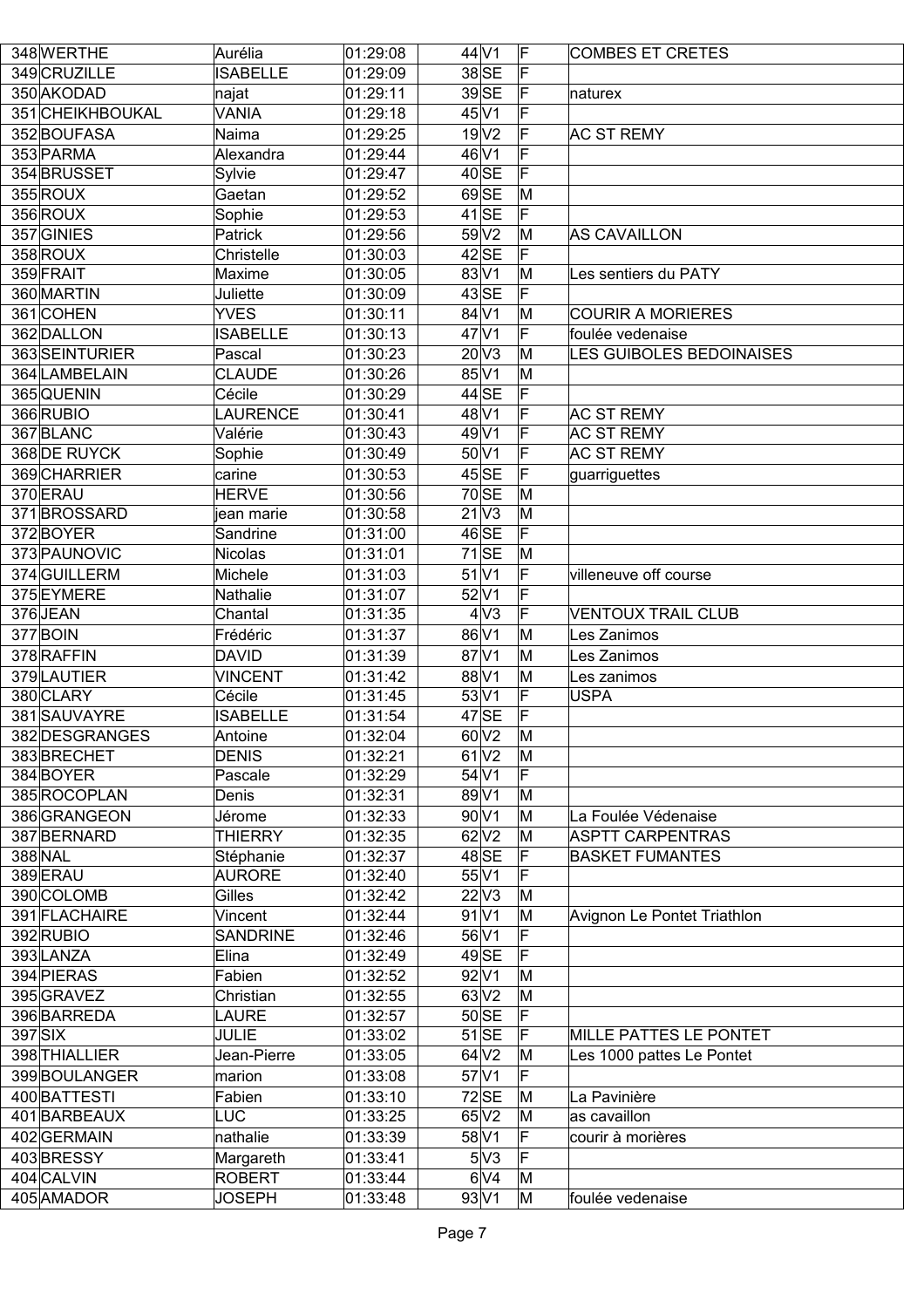| | | | | | | | |
|---|---|---|---|---|---|---|---|
| 348 | WERTHE | Aurélia | 01:29:08 | 44 | V1 | F | COMBES ET CRETES |
| 349 | CRUZILLE | ISABELLE | 01:29:09 | 38 | SE | F | |
| 350 | AKODAD | najat | 01:29:11 | 39 | SE | F | naturex |
| 351 | CHEIKHBOUKAL | VANIA | 01:29:18 | 45 | V1 | F | |
| 352 | BOUFASA | Naima | 01:29:25 | 19 | V2 | F | AC ST REMY |
| 353 | PARMA | Alexandra | 01:29:44 | 46 | V1 | F | |
| 354 | BRUSSET | Sylvie | 01:29:47 | 40 | SE | F | |
| 355 | ROUX | Gaetan | 01:29:52 | 69 | SE | M | |
| 356 | ROUX | Sophie | 01:29:53 | 41 | SE | F | |
| 357 | GINIES | Patrick | 01:29:56 | 59 | V2 | M | AS CAVAILLON |
| 358 | ROUX | Christelle | 01:30:03 | 42 | SE | F | |
| 359 | FRAIT | Maxime | 01:30:05 | 83 | V1 | M | Les sentiers du PATY |
| 360 | MARTIN | Juliette | 01:30:09 | 43 | SE | F | |
| 361 | COHEN | YVES | 01:30:11 | 84 | V1 | M | COURIR A MORIERES |
| 362 | DALLON | ISABELLE | 01:30:13 | 47 | V1 | F | foulée vedenaise |
| 363 | SEINTURIER | Pascal | 01:30:23 | 20 | V3 | M | LES GUIBOLES BEDOINAISES |
| 364 | LAMBELAIN | CLAUDE | 01:30:26 | 85 | V1 | M | |
| 365 | QUENIN | Cécile | 01:30:29 | 44 | SE | F | |
| 366 | RUBIO | LAURENCE | 01:30:41 | 48 | V1 | F | AC ST REMY |
| 367 | BLANC | Valérie | 01:30:43 | 49 | V1 | F | AC ST REMY |
| 368 | DE RUYCK | Sophie | 01:30:49 | 50 | V1 | F | AC ST REMY |
| 369 | CHARRIER | carine | 01:30:53 | 45 | SE | F | guarriguettes |
| 370 | ERAU | HERVE | 01:30:56 | 70 | SE | M | |
| 371 | BROSSARD | jean marie | 01:30:58 | 21 | V3 | M | |
| 372 | BOYER | Sandrine | 01:31:00 | 46 | SE | F | |
| 373 | PAUNOVIC | Nicolas | 01:31:01 | 71 | SE | M | |
| 374 | GUILLERM | Michele | 01:31:03 | 51 | V1 | F | villeneuve off course |
| 375 | EYMERE | Nathalie | 01:31:07 | 52 | V1 | F | |
| 376 | JEAN | Chantal | 01:31:35 | 4 | V3 | F | VENTOUX TRAIL CLUB |
| 377 | BOIN | Frédéric | 01:31:37 | 86 | V1 | M | Les Zanimos |
| 378 | RAFFIN | DAVID | 01:31:39 | 87 | V1 | M | Les Zanimos |
| 379 | LAUTIER | VINCENT | 01:31:42 | 88 | V1 | M | Les zanimos |
| 380 | CLARY | Cécile | 01:31:45 | 53 | V1 | F | USPA |
| 381 | SAUVAYRE | ISABELLE | 01:31:54 | 47 | SE | F | |
| 382 | DESGRANGES | Antoine | 01:32:04 | 60 | V2 | M | |
| 383 | BRECHET | DENIS | 01:32:21 | 61 | V2 | M | |
| 384 | BOYER | Pascale | 01:32:29 | 54 | V1 | F | |
| 385 | ROCOPLAN | Denis | 01:32:31 | 89 | V1 | M | |
| 386 | GRANGEON | Jérome | 01:32:33 | 90 | V1 | M | La Foulée Védenaise |
| 387 | BERNARD | THIERRY | 01:32:35 | 62 | V2 | M | ASPTT CARPENTRAS |
| 388 | NAL | Stéphanie | 01:32:37 | 48 | SE | F | BASKET FUMANTES |
| 389 | ERAU | AURORE | 01:32:40 | 55 | V1 | F | |
| 390 | COLOMB | Gilles | 01:32:42 | 22 | V3 | M | |
| 391 | FLACHAIRE | Vincent | 01:32:44 | 91 | V1 | M | Avignon Le Pontet Triathlon |
| 392 | RUBIO | SANDRINE | 01:32:46 | 56 | V1 | F | |
| 393 | LANZA | Elina | 01:32:49 | 49 | SE | F | |
| 394 | PIERAS | Fabien | 01:32:52 | 92 | V1 | M | |
| 395 | GRAVEZ | Christian | 01:32:55 | 63 | V2 | M | |
| 396 | BARREDA | LAURE | 01:32:57 | 50 | SE | F | |
| 397 | SIX | JULIE | 01:33:02 | 51 | SE | F | MILLE PATTES LE PONTET |
| 398 | THIALLIER | Jean-Pierre | 01:33:05 | 64 | V2 | M | Les 1000 pattes Le Pontet |
| 399 | BOULANGER | marion | 01:33:08 | 57 | V1 | F | |
| 400 | BATTESTI | Fabien | 01:33:10 | 72 | SE | M | La Pavinière |
| 401 | BARBEAUX | LUC | 01:33:25 | 65 | V2 | M | as cavaillon |
| 402 | GERMAIN | nathalie | 01:33:39 | 58 | V1 | F | courir à morières |
| 403 | BRESSY | Margareth | 01:33:41 | 5 | V3 | F | |
| 404 | CALVIN | ROBERT | 01:33:44 | 6 | V4 | M | |
| 405 | AMADOR | JOSEPH | 01:33:48 | 93 | V1 | M | foulée vedenaise |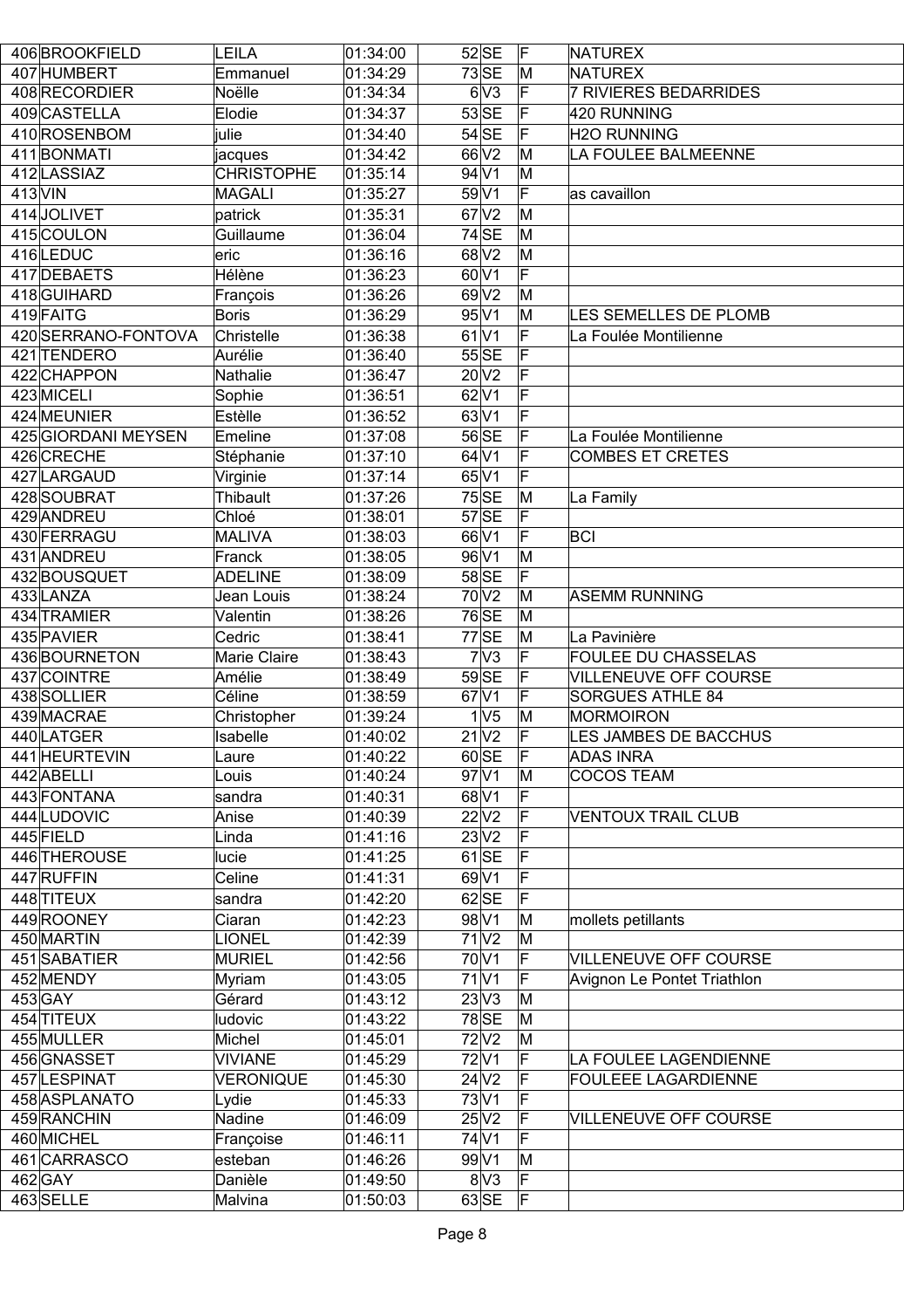| | | | | | | | |
|---|---|---|---|---|---|---|---|
| 406 | BROOKFIELD | LEILA | 01:34:00 | 52 | SE | F | NATUREX |
| 407 | HUMBERT | Emmanuel | 01:34:29 | 73 | SE | M | NATUREX |
| 408 | RECORDIER | Noëlle | 01:34:34 | 6 | V3 | F | 7 RIVIERES BEDARRIDES |
| 409 | CASTELLA | Elodie | 01:34:37 | 53 | SE | F | 420 RUNNING |
| 410 | ROSENBOM | julie | 01:34:40 | 54 | SE | F | H2O RUNNING |
| 411 | BONMATI | jacques | 01:34:42 | 66 | V2 | M | LA FOULEE BALMEENNE |
| 412 | LASSIAZ | CHRISTOPHE | 01:35:14 | 94 | V1 | M | |
| 413 | VIN | MAGALI | 01:35:27 | 59 | V1 | F | as cavaillon |
| 414 | JOLIVET | patrick | 01:35:31 | 67 | V2 | M | |
| 415 | COULON | Guillaume | 01:36:04 | 74 | SE | M | |
| 416 | LEDUC | eric | 01:36:16 | 68 | V2 | M | |
| 417 | DEBAETS | Hélène | 01:36:23 | 60 | V1 | F | |
| 418 | GUIHARD | François | 01:36:26 | 69 | V2 | M | |
| 419 | FAITG | Boris | 01:36:29 | 95 | V1 | M | LES SEMELLES DE PLOMB |
| 420 | SERRANO-FONTOVA | Christelle | 01:36:38 | 61 | V1 | F | La Foulée Montilienne |
| 421 | TENDERO | Aurélie | 01:36:40 | 55 | SE | F | |
| 422 | CHAPPON | Nathalie | 01:36:47 | 20 | V2 | F | |
| 423 | MICELI | Sophie | 01:36:51 | 62 | V1 | F | |
| 424 | MEUNIER | Estèlle | 01:36:52 | 63 | V1 | F | |
| 425 | GIORDANI MEYSEN | Emeline | 01:37:08 | 56 | SE | F | La Foulée Montilienne |
| 426 | CRECHE | Stéphanie | 01:37:10 | 64 | V1 | F | COMBES ET CRETES |
| 427 | LARGAUD | Virginie | 01:37:14 | 65 | V1 | F | |
| 428 | SOUBRAT | Thibault | 01:37:26 | 75 | SE | M | La Family |
| 429 | ANDREU | Chloé | 01:38:01 | 57 | SE | F | |
| 430 | FERRAGU | MALIVA | 01:38:03 | 66 | V1 | F | BCI |
| 431 | ANDREU | Franck | 01:38:05 | 96 | V1 | M | |
| 432 | BOUSQUET | ADELINE | 01:38:09 | 58 | SE | F | |
| 433 | LANZA | Jean Louis | 01:38:24 | 70 | V2 | M | ASEMM RUNNING |
| 434 | TRAMIER | Valentin | 01:38:26 | 76 | SE | M | |
| 435 | PAVIER | Cedric | 01:38:41 | 77 | SE | M | La Pavinière |
| 436 | BOURNETON | Marie Claire | 01:38:43 | 7 | V3 | F | FOULEE DU CHASSELAS |
| 437 | COINTRE | Amélie | 01:38:49 | 59 | SE | F | VILLENEUVE OFF COURSE |
| 438 | SOLLIER | Céline | 01:38:59 | 67 | V1 | F | SORGUES ATHLE 84 |
| 439 | MACRAE | Christopher | 01:39:24 | 1 | V5 | M | MORMOIRON |
| 440 | LATGER | Isabelle | 01:40:02 | 21 | V2 | F | LES JAMBES DE BACCHUS |
| 441 | HEURTEVIN | Laure | 01:40:22 | 60 | SE | F | ADAS INRA |
| 442 | ABELLI | Louis | 01:40:24 | 97 | V1 | M | COCOS TEAM |
| 443 | FONTANA | sandra | 01:40:31 | 68 | V1 | F | |
| 444 | LUDOVIC | Anise | 01:40:39 | 22 | V2 | F | VENTOUX TRAIL CLUB |
| 445 | FIELD | Linda | 01:41:16 | 23 | V2 | F | |
| 446 | THEROUSE | lucie | 01:41:25 | 61 | SE | F | |
| 447 | RUFFIN | Celine | 01:41:31 | 69 | V1 | F | |
| 448 | TITEUX | sandra | 01:42:20 | 62 | SE | F | |
| 449 | ROONEY | Ciaran | 01:42:23 | 98 | V1 | M | mollets petillants |
| 450 | MARTIN | LIONEL | 01:42:39 | 71 | V2 | M | |
| 451 | SABATIER | MURIEL | 01:42:56 | 70 | V1 | F | VILLENEUVE OFF COURSE |
| 452 | MENDY | Myriam | 01:43:05 | 71 | V1 | F | Avignon Le Pontet Triathlon |
| 453 | GAY | Gérard | 01:43:12 | 23 | V3 | M | |
| 454 | TITEUX | ludovic | 01:43:22 | 78 | SE | M | |
| 455 | MULLER | Michel | 01:45:01 | 72 | V2 | M | |
| 456 | GNASSET | VIVIANE | 01:45:29 | 72 | V1 | F | LA FOULEE LAGENDIENNE |
| 457 | LESPINAT | VERONIQUE | 01:45:30 | 24 | V2 | F | FOULEEE LAGARDIENNE |
| 458 | ASPLANATO | Lydie | 01:45:33 | 73 | V1 | F | |
| 459 | RANCHIN | Nadine | 01:46:09 | 25 | V2 | F | VILLENEUVE OFF COURSE |
| 460 | MICHEL | Françoise | 01:46:11 | 74 | V1 | F | |
| 461 | CARRASCO | esteban | 01:46:26 | 99 | V1 | M | |
| 462 | GAY | Danièle | 01:49:50 | 8 | V3 | F | |
| 463 | SELLE | Malvina | 01:50:03 | 63 | SE | F | |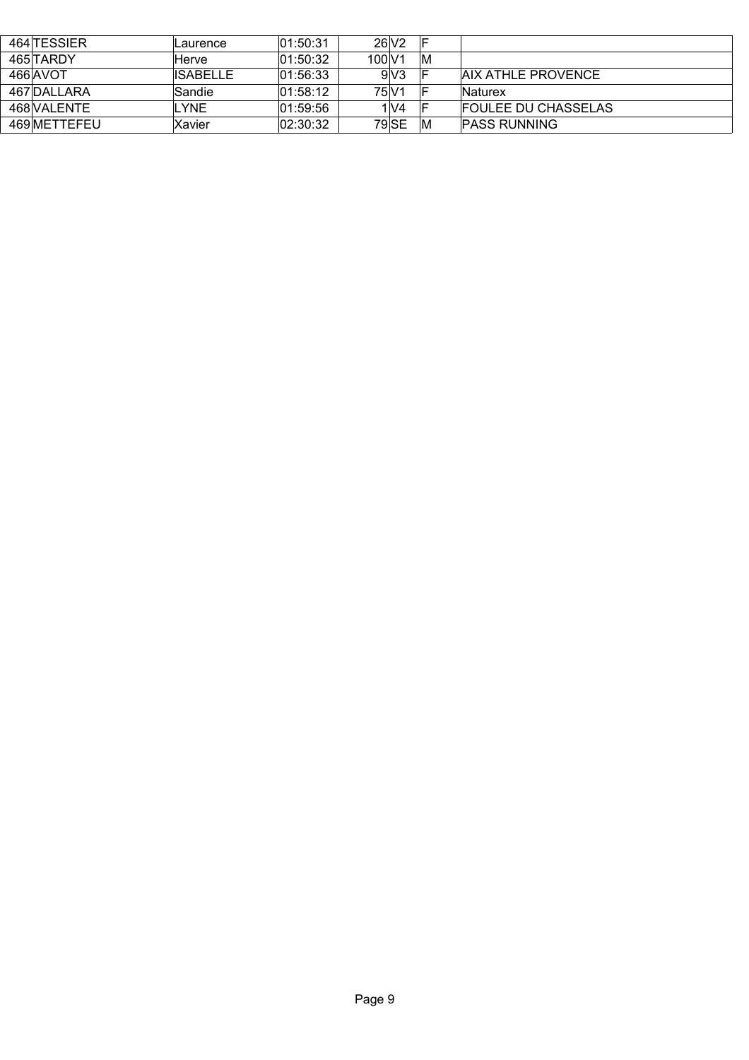| | | | | | | | |
|---|---|---|---|---|---|---|---|
| 464 | TESSIER | Laurence | 01:50:31 | 26 | V2 | F | |
| 465 | TARDY | Herve | 01:50:32 | 100 | V1 | M | |
| 466 | AVOT | ISABELLE | 01:56:33 | 9 | V3 | F | AIX ATHLE PROVENCE |
| 467 | DALLARA | Sandie | 01:58:12 | 75 | V1 | F | Naturex |
| 468 | VALENTE | LYNE | 01:59:56 | 1 | V4 | F | FOULEE DU CHASSELAS |
| 469 | METTEFEU | Xavier | 02:30:32 | 79 | SE | M | PASS RUNNING |